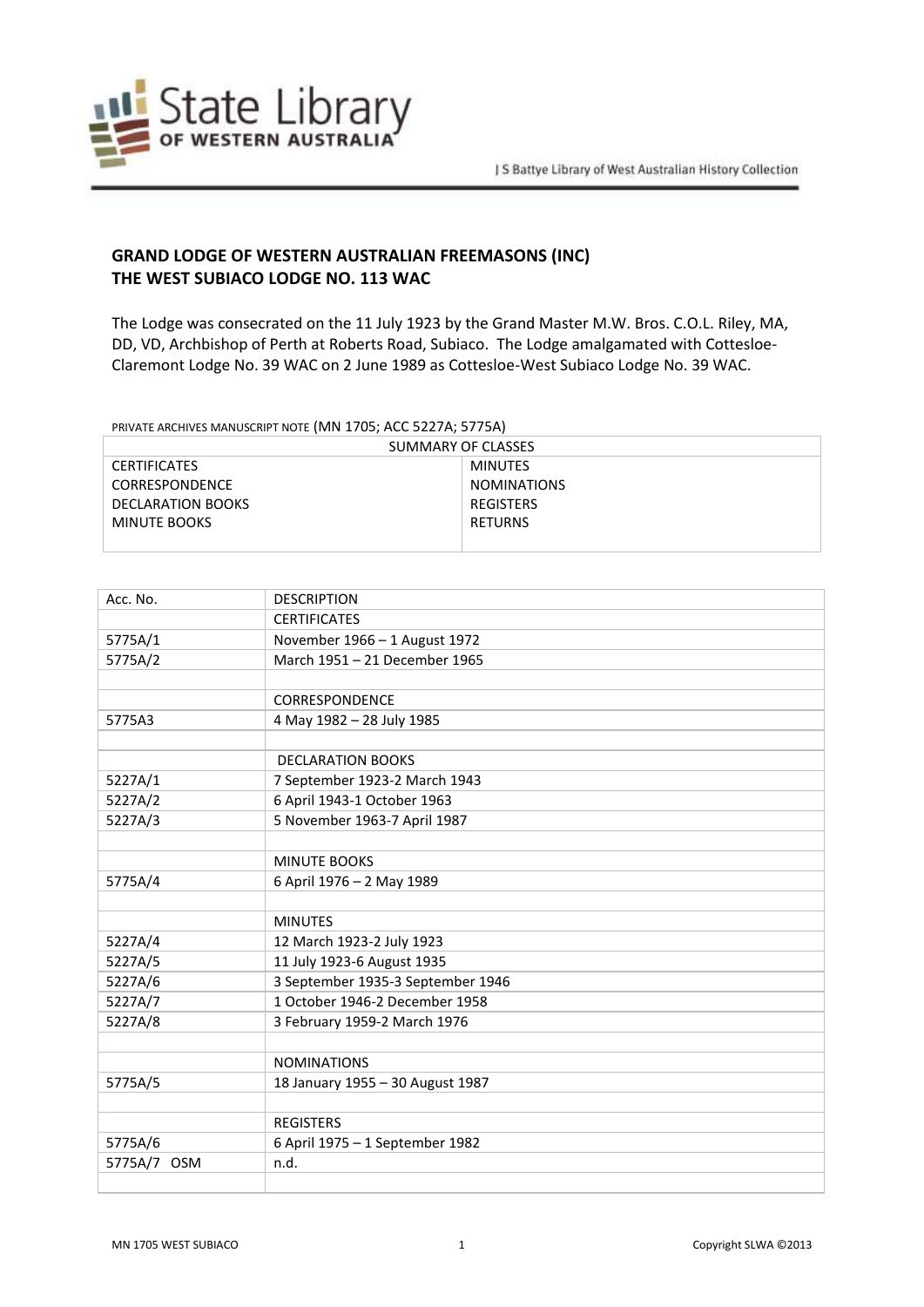# GRAND LODGE OF WESTERN AUSTRALIAN FREEMASONS (INC)
# THE WEST SUBIACO LODGE NO. 113 WAC

The Lodge was consecrated on the 11 July 1923 by the Grand Master M.W. Bros. C.O.L. Riley, MA, DD, VD, Archbishop of Perth at Roberts Road, Subiaco. The Lodge amalgamated with Cottesloe-Claremont Lodge No. 39 WAC on 2 June 1989 as Cottesloe-West Subiaco Lodge No. 39 WAC.

PRIVATE ARCHIVES MANUSCRIPT NOTE (MN 1705; ACC 5227A; 5775A)

| SUMMARY OF CLASSES | |
|---|---|
| CERTIFICATES | MINUTES |
| CORRESPONDENCE | NOMINATIONS |
| DECLARATION BOOKS | REGISTERS |
| MINUTE BOOKS | RETURNS |

| Acc. No. | DESCRIPTION |
|---|---|
| | CERTIFICATES |
| 5775A/1 | November 1966 – 1 August 1972 |
| 5775A/2 | March 1951 – 21 December 1965 |
| | |
| | CORRESPONDENCE |
| 5775A3 | 4 May 1982 – 28 July 1985 |
| | |
| | DECLARATION BOOKS |
| 5227A/1 | 7 September 1923-2 March 1943 |
| 5227A/2 | 6 April 1943-1 October 1963 |
| 5227A/3 | 5 November 1963-7 April 1987 |
| | |
| | MINUTE BOOKS |
| 5775A/4 | 6 April 1976 – 2 May 1989 |
| | |
| | MINUTES |
| 5227A/4 | 12 March 1923-2 July 1923 |
| 5227A/5 | 11 July 1923-6 August 1935 |
| 5227A/6 | 3 September 1935-3 September 1946 |
| 5227A/7 | 1 October 1946-2 December 1958 |
| 5227A/8 | 3 February 1959-2 March 1976 |
| | |
| | NOMINATIONS |
| 5775A/5 | 18 January 1955 – 30 August 1987 |
| | |
| | REGISTERS |
| 5775A/6 | 6 April 1975 – 1 September 1982 |
| 5775A/7 OSM | n.d. |
| | |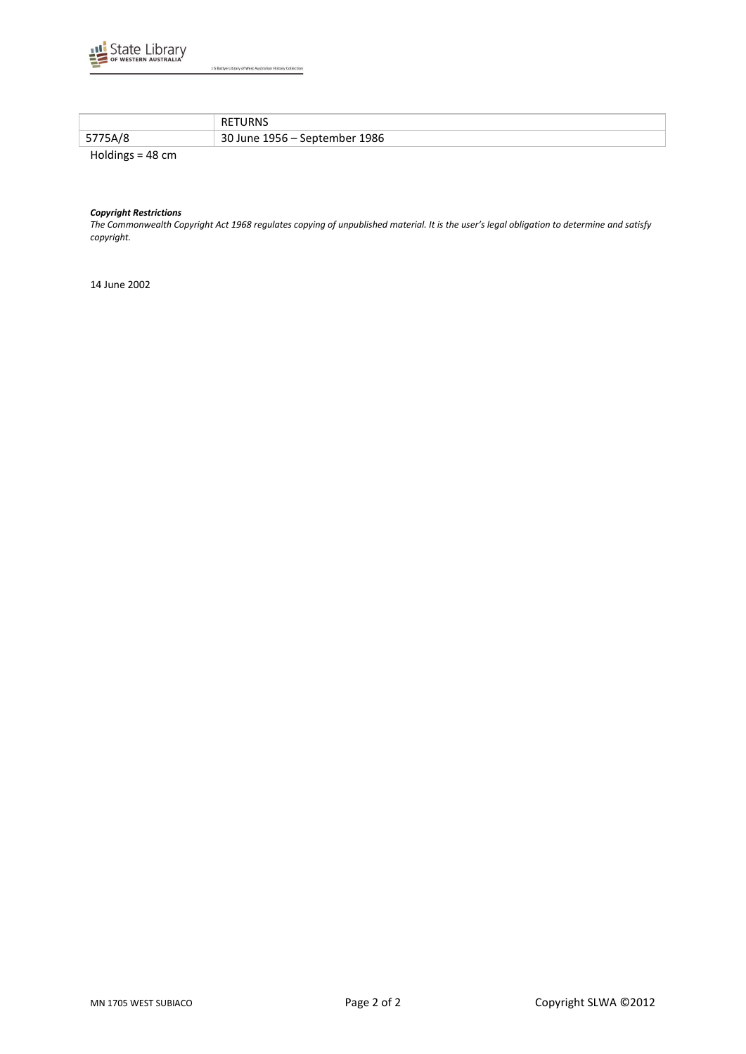| | RETURNS |
|---|---|
| 5775A/8 | 30 June 1956 – September 1986 |

Holdings = 48 cm

***Copyright Restrictions***

*The Commonwealth Copyright Act 1968 regulates copying of unpublished material. It is the user's legal obligation to determine and satisfy copyright.*

14 June 2002